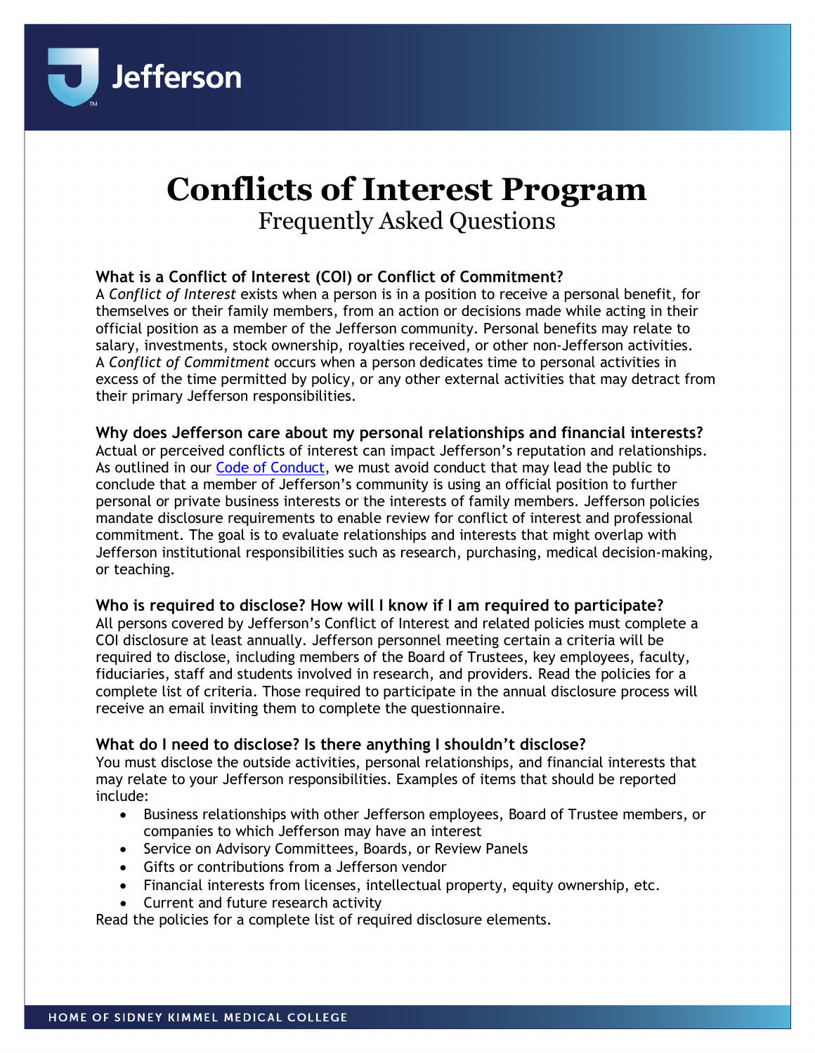# Conflicts of Interest Program

## Frequently Asked Questions

### What is a Conflict of Interest (COI) or Conflict of Commitment?

A *Conflict of Interest* exists when a person is in a position to receive a personal benefit, for themselves or their family members, from an action or decisions made while acting in their official position as a member of the Jefferson community. Personal benefits may relate to salary, investments, stock ownership, royalties received, or other non-Jefferson activities. A *Conflict of Commitment* occurs when a person dedicates time to personal activities in excess of the time permitted by policy, or any other external activities that may detract from their primary Jefferson responsibilities.

### Why does Jefferson care about my personal relationships and financial interests?

Actual or perceived conflicts of interest can impact Jefferson's reputation and relationships. As outlined in our Code of Conduct, we must avoid conduct that may lead the public to conclude that a member of Jefferson's community is using an official position to further personal or private business interests or the interests of family members. Jefferson policies mandate disclosure requirements to enable review for conflict of interest and professional commitment. The goal is to evaluate relationships and interests that might overlap with Jefferson institutional responsibilities such as research, purchasing, medical decision-making, or teaching.

### Who is required to disclose? How will I know if I am required to participate?

All persons covered by Jefferson's Conflict of Interest and related policies must complete a COI disclosure at least annually. Jefferson personnel meeting certain a criteria will be required to disclose, including members of the Board of Trustees, key employees, faculty, fiduciaries, staff and students involved in research, and providers. Read the policies for a complete list of criteria. Those required to participate in the annual disclosure process will receive an email inviting them to complete the questionnaire.

### What do I need to disclose? Is there anything I shouldn't disclose?

You must disclose the outside activities, personal relationships, and financial interests that may relate to your Jefferson responsibilities. Examples of items that should be reported include:

- Business relationships with other Jefferson employees, Board of Trustee members, or companies to which Jefferson may have an interest
- Service on Advisory Committees, Boards, or Review Panels
- Gifts or contributions from a Jefferson vendor
- Financial interests from licenses, intellectual property, equity ownership, etc.
- Current and future research activity

Read the policies for a complete list of required disclosure elements.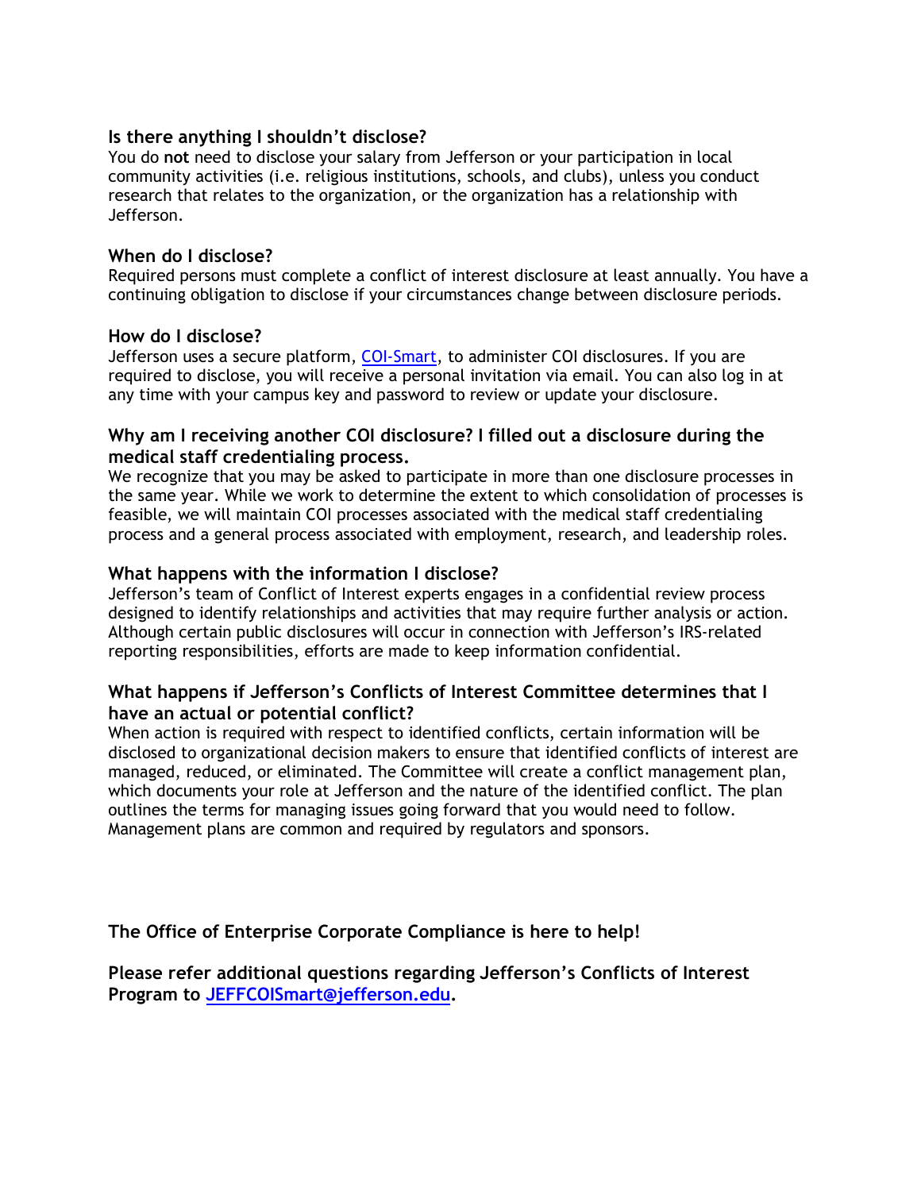### Is there anything I shouldn't disclose?

You do **not** need to disclose your salary from Jefferson or your participation in local community activities (i.e. religious institutions, schools, and clubs), unless you conduct research that relates to the organization, or the organization has a relationship with Jefferson.

### When do I disclose?

Required persons must complete a conflict of interest disclosure at least annually. You have a continuing obligation to disclose if your circumstances change between disclosure periods.

### How do I disclose?

Jefferson uses a secure platform, COI-Smart, to administer COI disclosures. If you are required to disclose, you will receive a personal invitation via email. You can also log in at any time with your campus key and password to review or update your disclosure.

### Why am I receiving another COI disclosure? I filled out a disclosure during the medical staff credentialing process.

We recognize that you may be asked to participate in more than one disclosure processes in the same year. While we work to determine the extent to which consolidation of processes is feasible, we will maintain COI processes associated with the medical staff credentialing process and a general process associated with employment, research, and leadership roles.

### What happens with the information I disclose?

Jefferson's team of Conflict of Interest experts engages in a confidential review process designed to identify relationships and activities that may require further analysis or action. Although certain public disclosures will occur in connection with Jefferson's IRS-related reporting responsibilities, efforts are made to keep information confidential.

### What happens if Jefferson's Conflicts of Interest Committee determines that I have an actual or potential conflict?

When action is required with respect to identified conflicts, certain information will be disclosed to organizational decision makers to ensure that identified conflicts of interest are managed, reduced, or eliminated. The Committee will create a conflict management plan, which documents your role at Jefferson and the nature of the identified conflict. The plan outlines the terms for managing issues going forward that you would need to follow. Management plans are common and required by regulators and sponsors.

**The Office of Enterprise Corporate Compliance is here to help!**

**Please refer additional questions regarding Jefferson's Conflicts of Interest Program to JEFFCOISmart@jefferson.edu.**